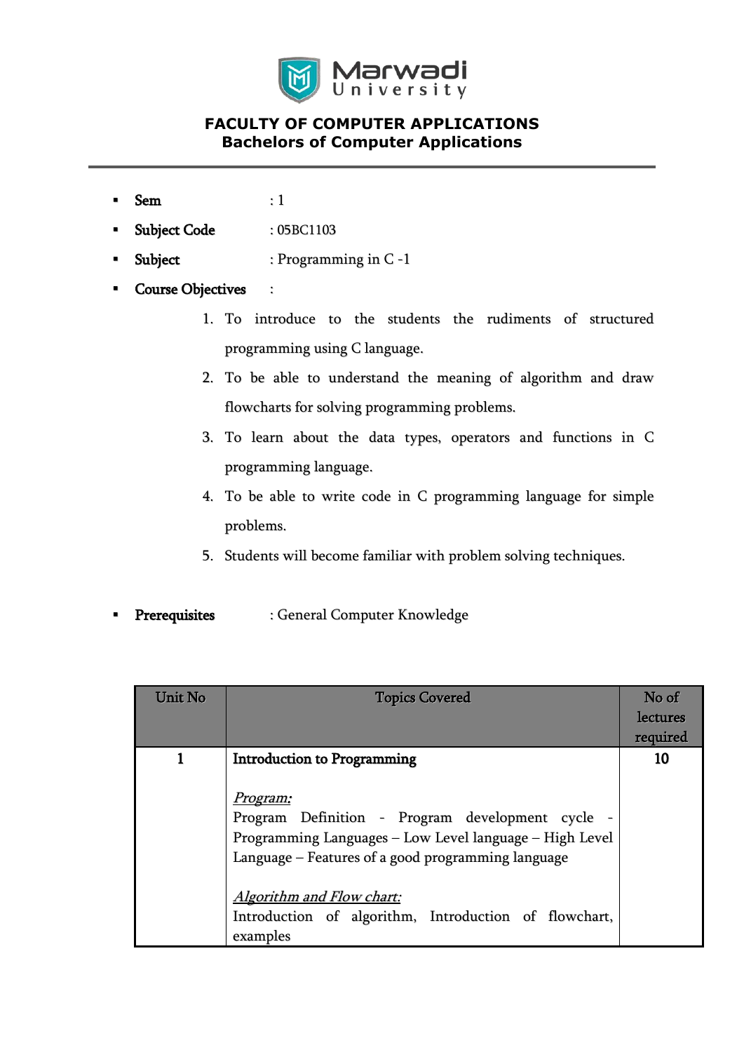# FACULTY OF COMPUTER APPLICATIONS
## Bachelors of Computer Applications

- **Sem** : 1
- **Subject Code** : 05BC1103
- **Subject** : Programming in C -1
- **Course Objectives** :
  1. To introduce to the students the rudiments of structured programming using C language.
  2. To be able to understand the meaning of algorithm and draw flowcharts for solving programming problems.
  3. To learn about the data types, operators and functions in C programming language.
  4. To be able to write code in C programming language for simple problems.
  5. Students will become familiar with problem solving techniques.

- **Prerequisites** : General Computer Knowledge

| Unit No | Topics Covered | No of lectures required |
|---|---|---|
| 1 | **Introduction to Programming**<br><br>*Program:*<br>Program Definition - Program development cycle - Programming Languages – Low Level language – High Level Language – Features of a good programming language<br><br>*Algorithm and Flow chart:*<br>Introduction of algorithm, Introduction of flowchart, examples | 10 |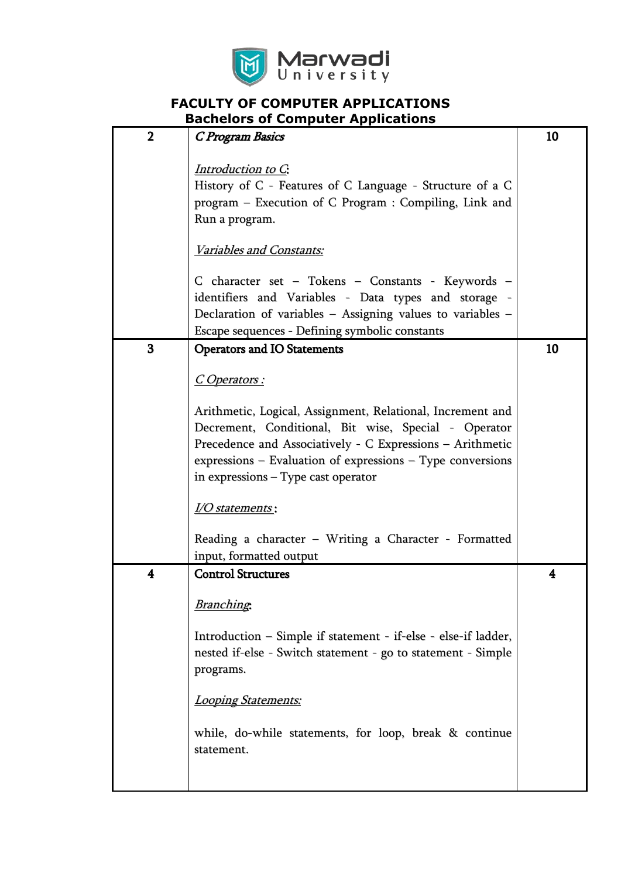**FACULTY OF COMPUTER APPLICATIONS**
**Bachelors of Computer Applications**

| | | |
|---|---|---|
| 2 | ***C Program Basics***<br><br>*Introduction to C*:<br>History of C - Features of C Language - Structure of a C program – Execution of C Program : Compiling, Link and Run a program.<br><br>*Variables and Constants:*<br><br>C character set – Tokens – Constants - Keywords – identifiers and Variables - Data types and storage - Declaration of variables – Assigning values to variables – Escape sequences - Defining symbolic constants | 10 |
| 3 | **Operators and IO Statements**<br><br>*C Operators :*<br><br>Arithmetic, Logical, Assignment, Relational, Increment and Decrement, Conditional, Bit wise, Special - Operator Precedence and Associatively - C Expressions – Arithmetic expressions – Evaluation of expressions – Type conversions in expressions – Type cast operator<br><br>*I/O statements* :<br><br>Reading a character – Writing a Character - Formatted input, formatted output | 10 |
| 4 | **Control Structures**<br><br>*Branching*:<br><br>Introduction – Simple if statement - if-else - else-if ladder, nested if-else - Switch statement - go to statement - Simple programs.<br><br>*Looping Statements:*<br><br>while, do-while statements, for loop, break & continue statement. | 4 |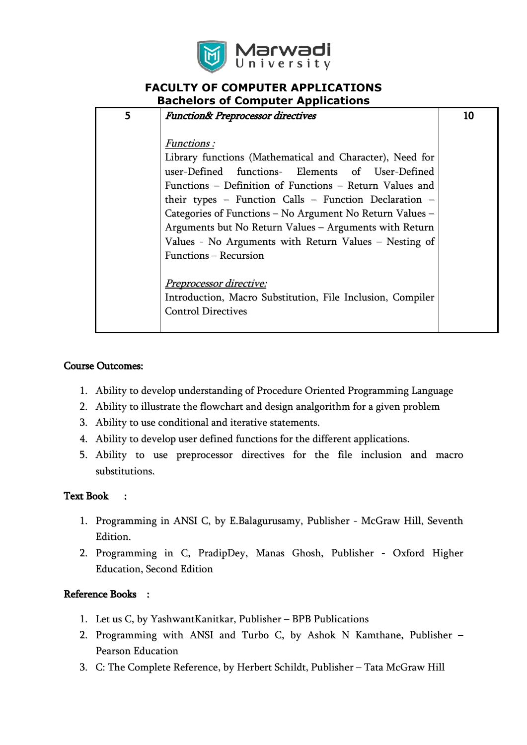# FACULTY OF COMPUTER APPLICATIONS

## Bachelors of Computer Applications

| 5 | ***Function& Preprocessor directives***<br><br>*Functions :*<br>Library functions (Mathematical and Character), Need for user-Defined functions- Elements of User-Defined Functions – Definition of Functions – Return Values and their types – Function Calls – Function Declaration – Categories of Functions – No Argument No Return Values – Arguments but No Return Values – Arguments with Return Values - No Arguments with Return Values – Nesting of Functions – Recursion<br><br>*Preprocessor directive:*<br>Introduction, Macro Substitution, File Inclusion, Compiler Control Directives | 10 |
|---|---|---|

**Course Outcomes:**

1. Ability to develop understanding of Procedure Oriented Programming Language
2. Ability to illustrate the flowchart and design analgorithm for a given problem
3. Ability to use conditional and iterative statements.
4. Ability to develop user defined functions for the different applications.
5. Ability to use preprocessor directives for the file inclusion and macro substitutions.

**Text Book :**

1. Programming in ANSI C, by E.Balagurusamy, Publisher - McGraw Hill, Seventh Edition.
2. Programming in C, PradipDey, Manas Ghosh, Publisher - Oxford Higher Education, Second Edition

**Reference Books :**

1. Let us C, by YashwantKanitkar, Publisher – BPB Publications
2. Programming with ANSI and Turbo C, by Ashok N Kamthane, Publisher – Pearson Education
3. C: The Complete Reference, by Herbert Schildt, Publisher – Tata McGraw Hill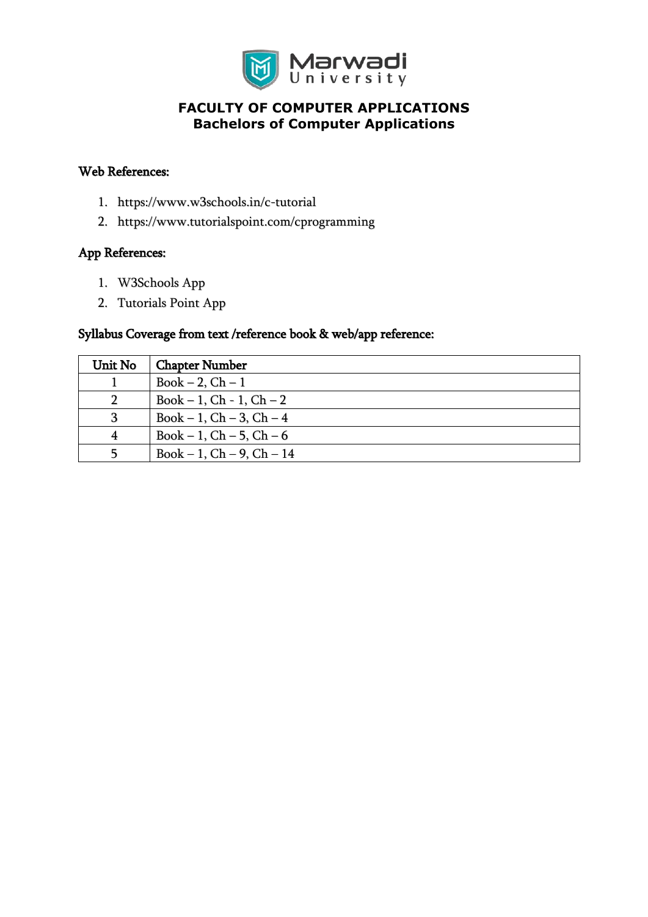**FACULTY OF COMPUTER APPLICATIONS**
**Bachelors of Computer Applications**

### Web References:

1. https://www.w3schools.in/c-tutorial
2. https://www.tutorialspoint.com/cprogramming

### App References:

1. W3Schools App
2. Tutorials Point App

### Syllabus Coverage from text /reference book & web/app reference:

| Unit No | Chapter Number |
|---|---|
| 1 | Book – 2, Ch – 1 |
| 2 | Book – 1, Ch - 1, Ch – 2 |
| 3 | Book – 1, Ch – 3, Ch – 4 |
| 4 | Book – 1, Ch – 5, Ch – 6 |
| 5 | Book – 1, Ch – 9, Ch – 14 |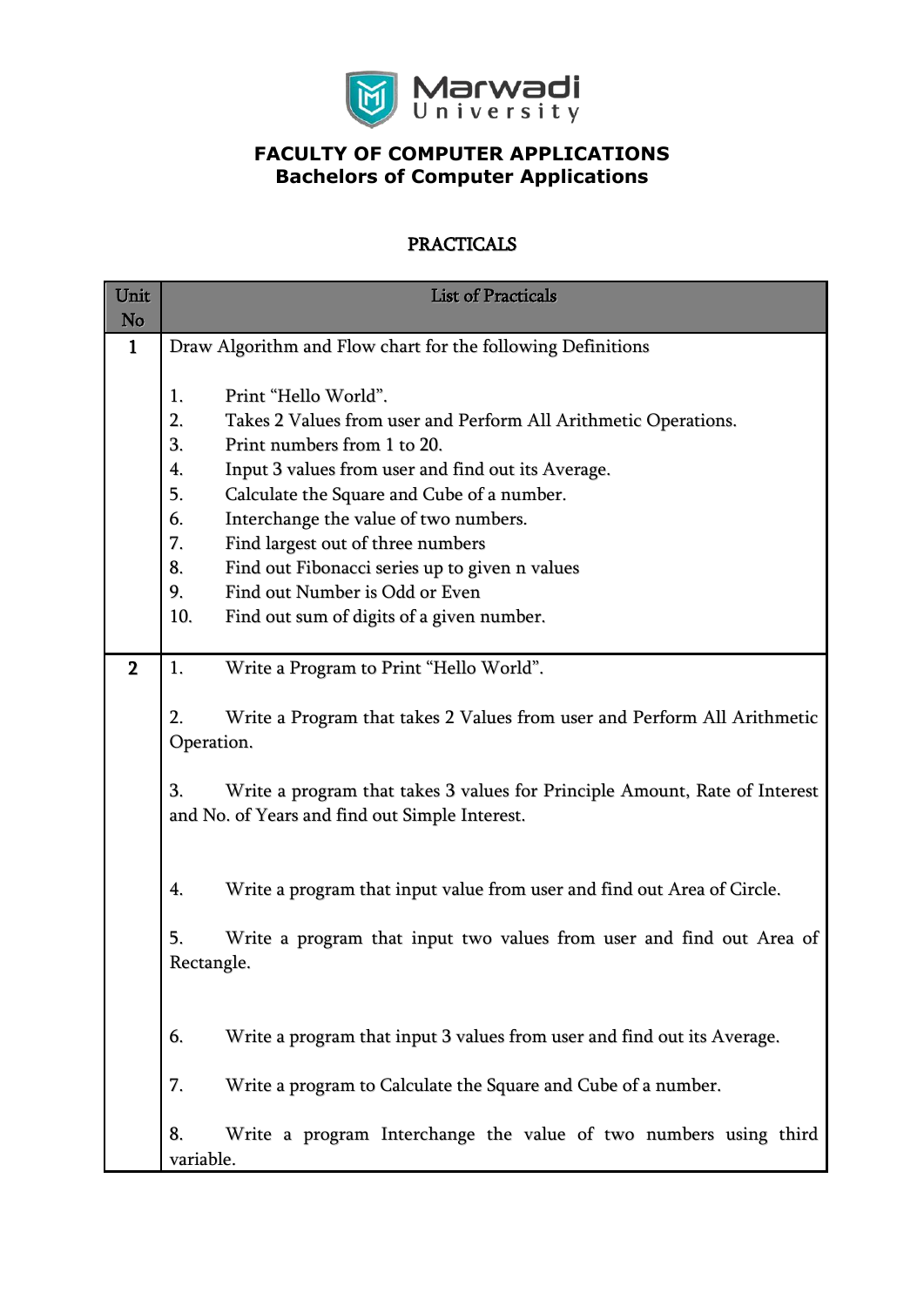**FACULTY OF COMPUTER APPLICATIONS**
**Bachelors of Computer Applications**

## PRACTICALS

| Unit No | List of Practicals |
|---|---|
| **1** | Draw Algorithm and Flow chart for the following Definitions<br><br>1. Print "Hello World".<br>2. Takes 2 Values from user and Perform All Arithmetic Operations.<br>3. Print numbers from 1 to 20.<br>4. Input 3 values from user and find out its Average.<br>5. Calculate the Square and Cube of a number.<br>6. Interchange the value of two numbers.<br>7. Find largest out of three numbers<br>8. Find out Fibonacci series up to given n values<br>9. Find out Number is Odd or Even<br>10. Find out sum of digits of a given number. |
| **2** | 1. Write a Program to Print "Hello World".<br><br>2. Write a Program that takes 2 Values from user and Perform All Arithmetic Operation.<br><br>3. Write a program that takes 3 values for Principle Amount, Rate of Interest and No. of Years and find out Simple Interest.<br><br>4. Write a program that input value from user and find out Area of Circle.<br><br>5. Write a program that input two values from user and find out Area of Rectangle.<br><br>6. Write a program that input 3 values from user and find out its Average.<br><br>7. Write a program to Calculate the Square and Cube of a number.<br><br>8. Write a program Interchange the value of two numbers using third variable. |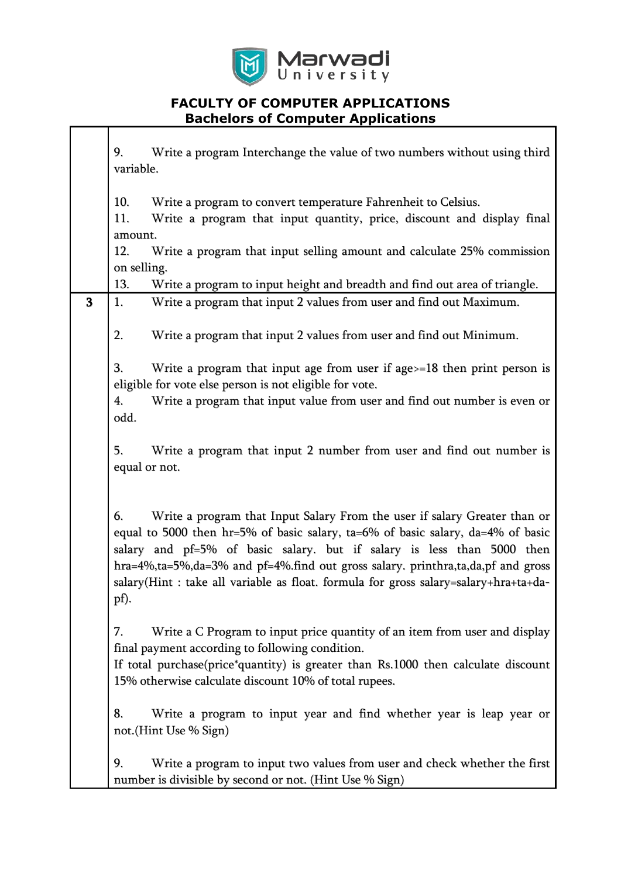**FACULTY OF COMPUTER APPLICATIONS**
**Bachelors of Computer Applications**

| | |
|---|---|
| | 9. Write a program Interchange the value of two numbers without using third variable.<br><br>10. Write a program to convert temperature Fahrenheit to Celsius.<br>11. Write a program that input quantity, price, discount and display final amount.<br>12. Write a program that input selling amount and calculate 25% commission on selling.<br>13. Write a program to input height and breadth and find out area of triangle. |
| **3** | 1. Write a program that input 2 values from user and find out Maximum.<br><br>2. Write a program that input 2 values from user and find out Minimum.<br><br>3. Write a program that input age from user if age>=18 then print person is eligible for vote else person is not eligible for vote.<br>4. Write a program that input value from user and find out number is even or odd.<br><br>5. Write a program that input 2 number from user and find out number is equal or not.<br><br>6. Write a program that Input Salary From the user if salary Greater than or equal to 5000 then hr=5% of basic salary, ta=6% of basic salary, da=4% of basic salary and pf=5% of basic salary. but if salary is less than 5000 then hra=4%,ta=5%,da=3% and pf=4%.find out gross salary. printhra,ta,da,pf and gross salary(Hint : take all variable as float. formula for gross salary=salary+hra+ta+da-pf).<br><br>7. Write a C Program to input price quantity of an item from user and display final payment according to following condition.<br>If total purchase(price*quantity) is greater than Rs.1000 then calculate discount 15% otherwise calculate discount 10% of total rupees.<br><br>8. Write a program to input year and find whether year is leap year or not.(Hint Use % Sign)<br><br>9. Write a program to input two values from user and check whether the first number is divisible by second or not. (Hint Use % Sign) |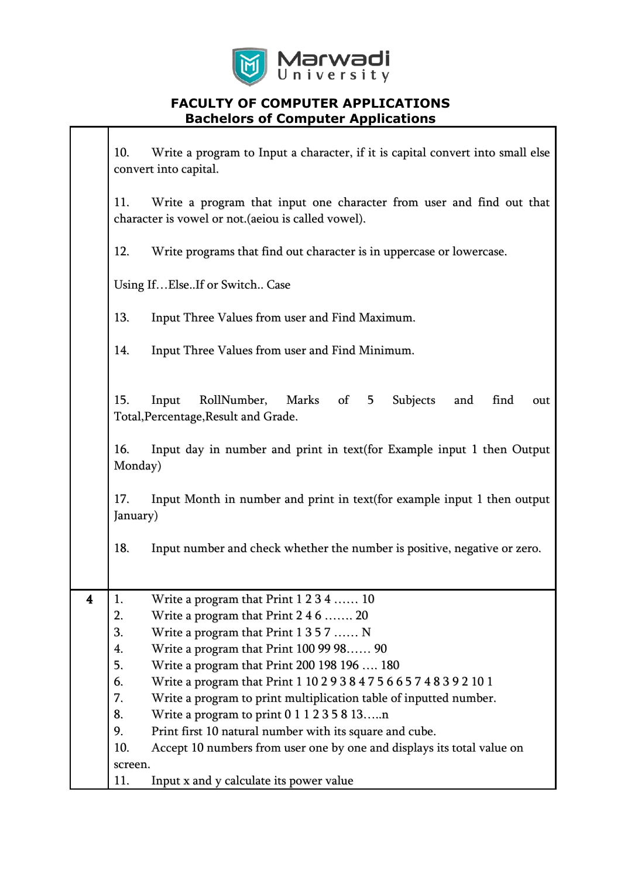# FACULTY OF COMPUTER APPLICATIONS
## Bachelors of Computer Applications

| | |
|---|---|
| | 10. Write a program to Input a character, if it is capital convert into small else convert into capital.<br><br>11. Write a program that input one character from user and find out that character is vowel or not.(aeiou is called vowel).<br><br>12. Write programs that find out character is in uppercase or lowercase.<br><br>Using If…Else..If or Switch.. Case<br><br>13. Input Three Values from user and Find Maximum.<br><br>14. Input Three Values from user and Find Minimum.<br><br>15. Input RollNumber, Marks of 5 Subjects and find out Total,Percentage,Result and Grade.<br><br>16. Input day in number and print in text(for Example input 1 then Output Monday)<br><br>17. Input Month in number and print in text(for example input 1 then output January)<br><br>18. Input number and check whether the number is positive, negative or zero. |
| **4** | 1. Write a program that Print 1 2 3 4 …… 10<br>2. Write a program that Print 2 4 6 ……. 20<br>3. Write a program that Print 1 3 5 7 …… N<br>4. Write a program that Print 100 99 98…… 90<br>5. Write a program that Print 200 198 196 …. 180<br>6. Write a program that Print 1 10 2 9 3 8 4 7 5 6 6 5 7 4 8 3 9 2 10 1<br>7. Write a program to print multiplication table of inputted number.<br>8. Write a program to print 0 1 1 2 3 5 8 13…..n<br>9. Print first 10 natural number with its square and cube.<br>10. Accept 10 numbers from user one by one and displays its total value on screen.<br>11. Input x and y calculate its power value |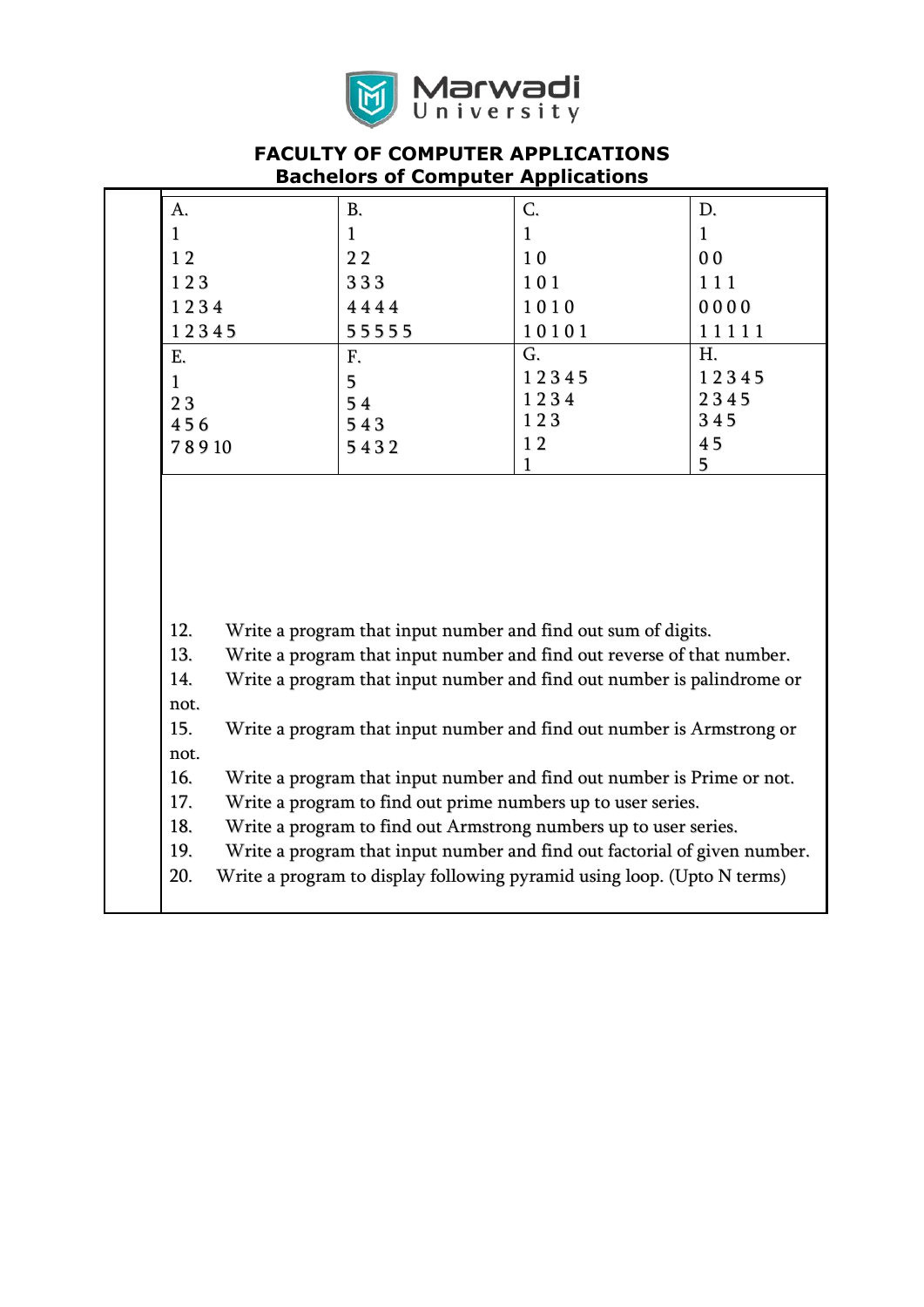**FACULTY OF COMPUTER APPLICATIONS**
**Bachelors of Computer Applications**

| A. | B. | C. | D. |
|---|---|---|---|
| 1 | 1 | 1 | 1 |
| 1 2 | 2 2 | 1 0 | 0 0 |
| 1 2 3 | 3 3 3 | 1 0 1 | 1 1 1 |
| 1 2 3 4 | 4 4 4 4 | 1 0 1 0 | 0 0 0 0 |
| 1 2 3 4 5 | 5 5 5 5 5 | 1 0 1 0 1 | 1 1 1 1 1 |
| **E.** | **F.** | **G.** | **H.** |
| 1 | 5 | 1 2 3 4 5 | 1 2 3 4 5 |
| 2 3 | 5 4 | 1 2 3 4 | 2 3 4 5 |
| 4 5 6 | 5 4 3 | 1 2 3 | 3 4 5 |
| 7 8 9 10 | 5 4 3 2 | 1 2 | 4 5 |
| | | 1 | 5 |

12. Write a program that input number and find out sum of digits.
13. Write a program that input number and find out reverse of that number.
14. Write a program that input number and find out number is palindrome or not.
15. Write a program that input number and find out number is Armstrong or not.
16. Write a program that input number and find out number is Prime or not.
17. Write a program to find out prime numbers up to user series.
18. Write a program to find out Armstrong numbers up to user series.
19. Write a program that input number and find out factorial of given number.
20. Write a program to display following pyramid using loop. (Upto N terms)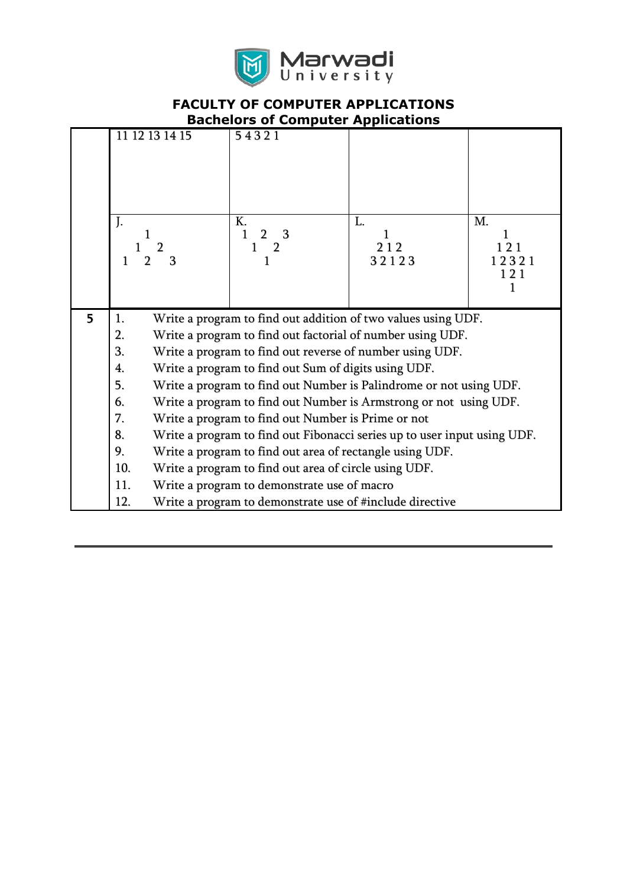**FACULTY OF COMPUTER APPLICATIONS**
**Bachelors of Computer Applications**

| | | | | |
|---|---|---|---|---|
| | 11 12 13 14 15 | 5 4 3 2 1 | | |
| | J.<br>1<br>1 2<br>1 2 3 | K.<br>1 2 3<br>1 2<br>1 | L.<br>1<br>2 1 2<br>3 2 1 2 3 | M.<br>1<br>1 2 1<br>1 2 3 2 1<br>1 2 1<br>1 |
| **5** | 1. Write a program to find out addition of two values using UDF.<br>2. Write a program to find out factorial of number using UDF.<br>3. Write a program to find out reverse of number using UDF.<br>4. Write a program to find out Sum of digits using UDF.<br>5. Write a program to find out Number is Palindrome or not using UDF.<br>6. Write a program to find out Number is Armstrong or not using UDF.<br>7. Write a program to find out Number is Prime or not<br>8. Write a program to find out Fibonacci series up to user input using UDF.<br>9. Write a program to find out area of rectangle using UDF.<br>10. Write a program to find out area of circle using UDF.<br>11. Write a program to demonstrate use of macro<br>12. Write a program to demonstrate use of #include directive | | | |